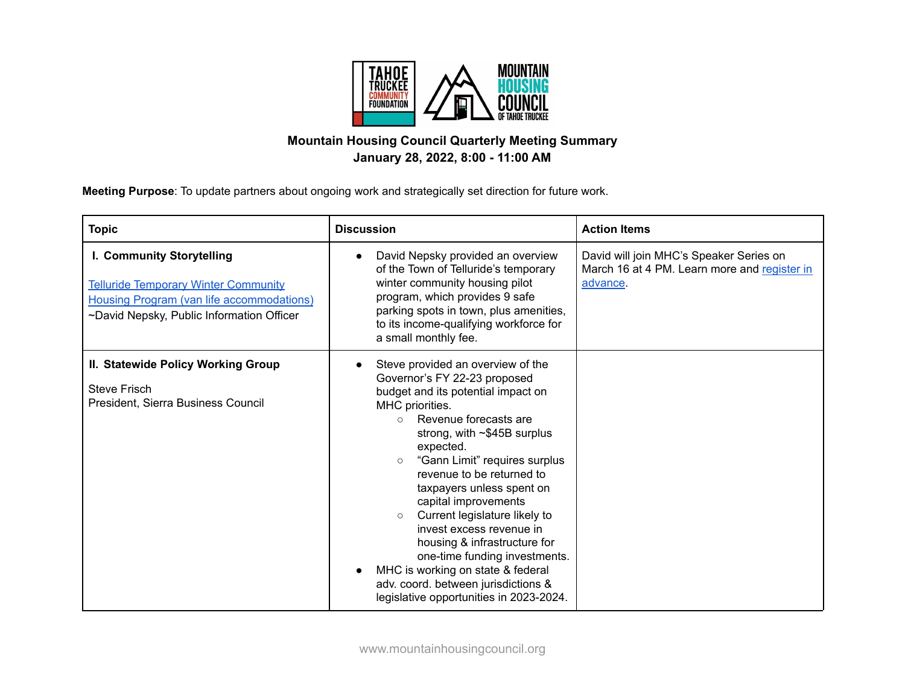# Mountain Housing Council Quarterly Meeting Summary

**January 28, 2022, 8:00 - 11:00 AM**

**Meeting Purpose**: To update partners about ongoing work and strategically set direction for future work.

| Topic | Discussion | Action Items |
|---|---|---|
| **I. Community Storytelling**<br><br>Telluride Temporary Winter Community Housing Program (van life accommodations)<br>~David Nepsky, Public Information Officer | • David Nepsky provided an overview of the Town of Telluride's temporary winter community housing pilot program, which provides 9 safe parking spots in town, plus amenities, to its income-qualifying workforce for a small monthly fee. | David will join MHC's Speaker Series on March 16 at 4 PM. Learn more and register in advance. |
| **II. Statewide Policy Working Group**<br><br>Steve Frisch<br>President, Sierra Business Council | • Steve provided an overview of the Governor's FY 22-23 proposed budget and its potential impact on MHC priorities.<br>  ○ Revenue forecasts are strong, with ~$45B surplus expected.<br>  ○ "Gann Limit" requires surplus revenue to be returned to taxpayers unless spent on capital improvements<br>  ○ Current legislature likely to invest excess revenue in housing & infrastructure for one-time funding investments.<br>• MHC is working on state & federal adv. coord. between jurisdictions & legislative opportunities in 2023-2024. | |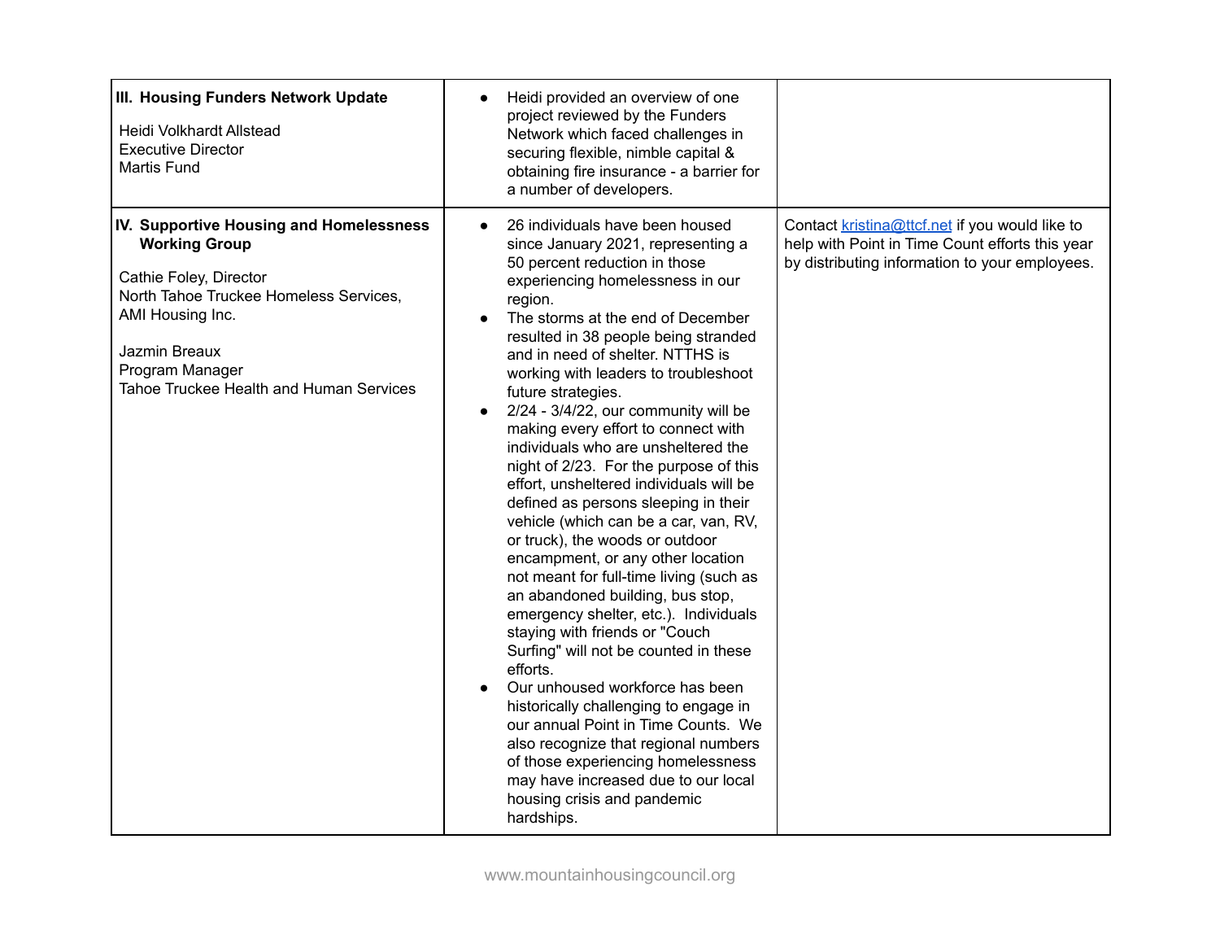| | | |
|---|---|---|
| **III. Housing Funders Network Update**<br><br>Heidi Volkhardt Allstead<br>Executive Director<br>Martis Fund | • Heidi provided an overview of one project reviewed by the Funders Network which faced challenges in securing flexible, nimble capital & obtaining fire insurance - a barrier for a number of developers. | |
| **IV. Supportive Housing and Homelessness Working Group**<br><br>Cathie Foley, Director<br>North Tahoe Truckee Homeless Services, AMI Housing Inc.<br><br>Jazmin Breaux<br>Program Manager<br>Tahoe Truckee Health and Human Services | • 26 individuals have been housed since January 2021, representing a 50 percent reduction in those experiencing homelessness in our region.<br>• The storms at the end of December resulted in 38 people being stranded and in need of shelter. NTTHS is working with leaders to troubleshoot future strategies.<br>• 2/24 - 3/4/22, our community will be making every effort to connect with individuals who are unsheltered the night of 2/23. For the purpose of this effort, unsheltered individuals will be defined as persons sleeping in their vehicle (which can be a car, van, RV, or truck), the woods or outdoor encampment, or any other location not meant for full-time living (such as an abandoned building, bus stop, emergency shelter, etc.). Individuals staying with friends or "Couch Surfing" will not be counted in these efforts.<br>• Our unhoused workforce has been historically challenging to engage in our annual Point in Time Counts. We also recognize that regional numbers of those experiencing homelessness may have increased due to our local housing crisis and pandemic hardships. | Contact kristina@ttcf.net if you would like to help with Point in Time Count efforts this year by distributing information to your employees. |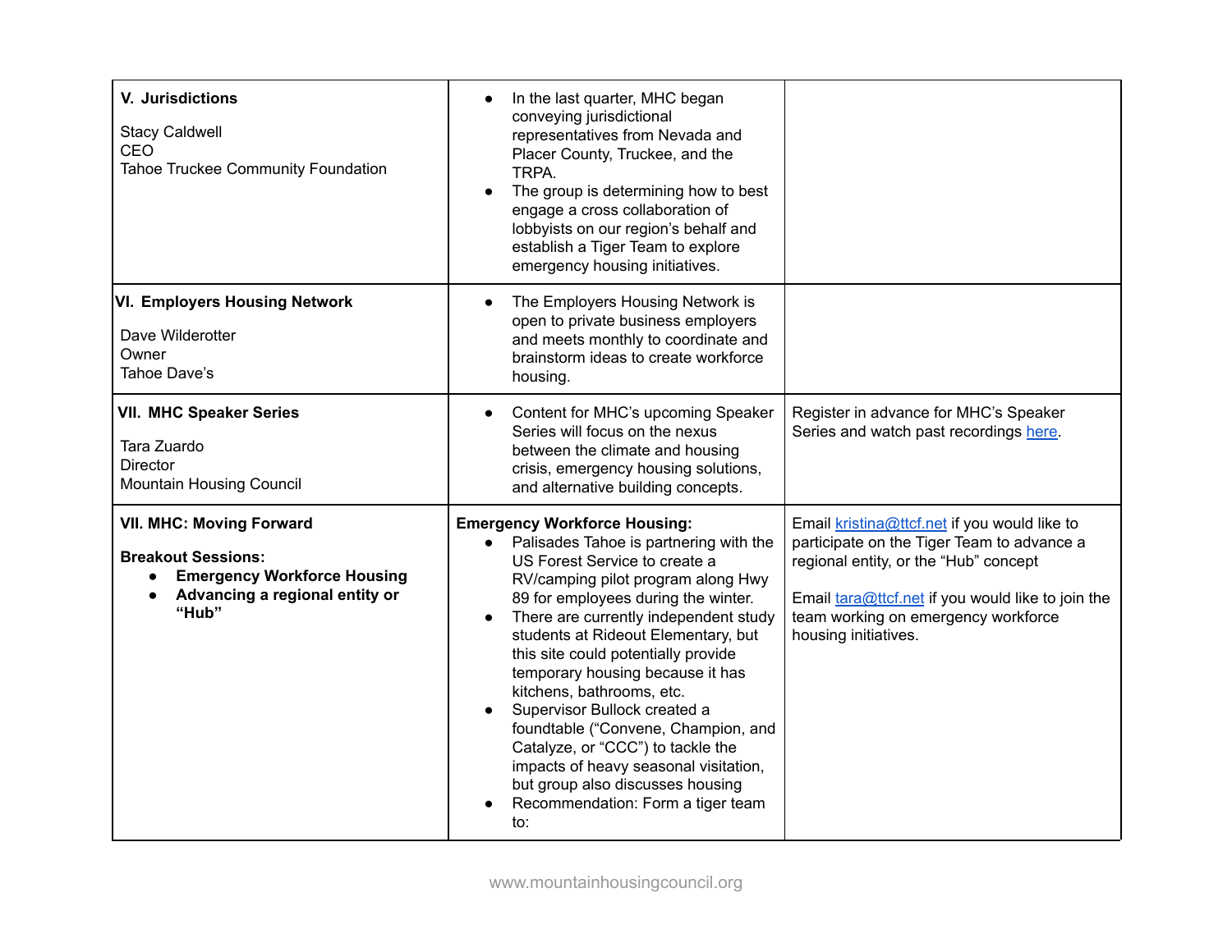| | | |
|---|---|---|
| **V. Jurisdictions**<br><br>Stacy Caldwell<br>CEO<br>Tahoe Truckee Community Foundation | • In the last quarter, MHC began conveying jurisdictional representatives from Nevada and Placer County, Truckee, and the TRPA.<br>• The group is determining how to best engage a cross collaboration of lobbyists on our region's behalf and establish a Tiger Team to explore emergency housing initiatives. | |
| **VI. Employers Housing Network**<br><br>Dave Wilderotter<br>Owner<br>Tahoe Dave's | • The Employers Housing Network is open to private business employers and meets monthly to coordinate and brainstorm ideas to create workforce housing. | |
| **VII. MHC Speaker Series**<br><br>Tara Zuardo<br>Director<br>Mountain Housing Council | • Content for MHC's upcoming Speaker Series will focus on the nexus between the climate and housing crisis, emergency housing solutions, and alternative building concepts. | Register in advance for MHC's Speaker Series and watch past recordings [here](). |
| **VII. MHC: Moving Forward**<br><br>**Breakout Sessions:**<br>• **Emergency Workforce Housing**<br>• **Advancing a regional entity or "Hub"** | **Emergency Workforce Housing:**<br>• Palisades Tahoe is partnering with the US Forest Service to create a RV/camping pilot program along Hwy 89 for employees during the winter.<br>• There are currently independent study students at Rideout Elementary, but this site could potentially provide temporary housing because it has kitchens, bathrooms, etc.<br>• Supervisor Bullock created a foundtable ("Convene, Champion, and Catalyze, or "CCC") to tackle the impacts of heavy seasonal visitation, but group also discusses housing<br>• Recommendation: Form a tiger team to: | Email [kristina@ttcf.net](mailto:kristina@ttcf.net) if you would like to participate on the Tiger Team to advance a regional entity, or the "Hub" concept<br><br>Email [tara@ttcf.net](mailto:tara@ttcf.net) if you would like to join the team working on emergency workforce housing initiatives. |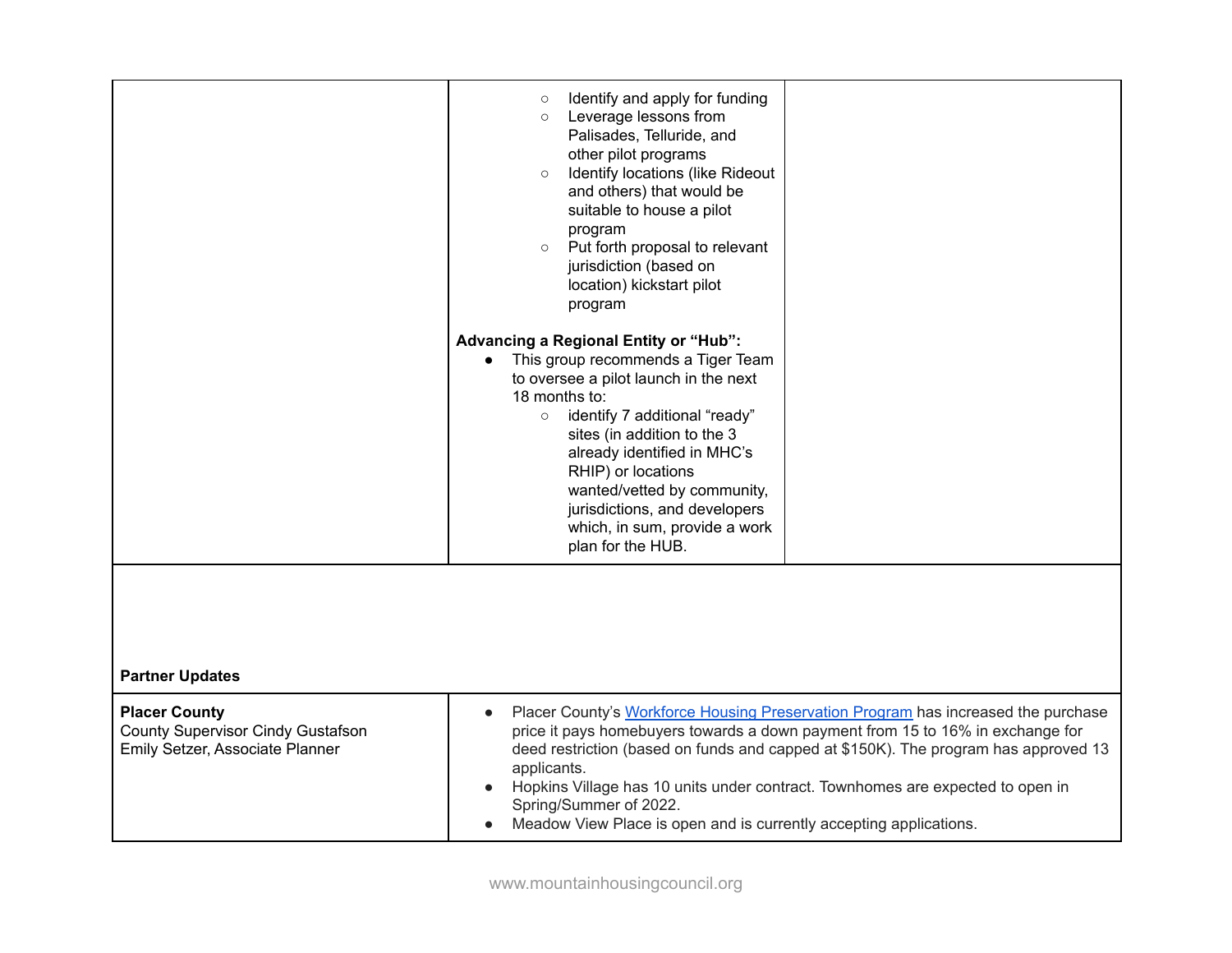| | | |
|---|---|---|
| | ○ Identify and apply for funding<br>○ Leverage lessons from Palisades, Telluride, and other pilot programs<br>○ Identify locations (like Rideout and others) that would be suitable to house a pilot program<br>○ Put forth proposal to relevant jurisdiction (based on location) kickstart pilot program<br><br>**Advancing a Regional Entity or "Hub":**<br>● This group recommends a Tiger Team to oversee a pilot launch in the next 18 months to:<br>○ identify 7 additional "ready" sites (in addition to the 3 already identified in MHC's RHIP) or locations wanted/vetted by community, jurisdictions, and developers which, in sum, provide a work plan for the HUB. | |

**Partner Updates**

| | |
|---|---|
| **Placer County**<br>County Supervisor Cindy Gustafson<br>Emily Setzer, Associate Planner | ● Placer County's Workforce Housing Preservation Program has increased the purchase price it pays homebuyers towards a down payment from 15 to 16% in exchange for deed restriction (based on funds and capped at $150K). The program has approved 13 applicants.<br>● Hopkins Village has 10 units under contract. Townhomes are expected to open in Spring/Summer of 2022.<br>● Meadow View Place is open and is currently accepting applications. |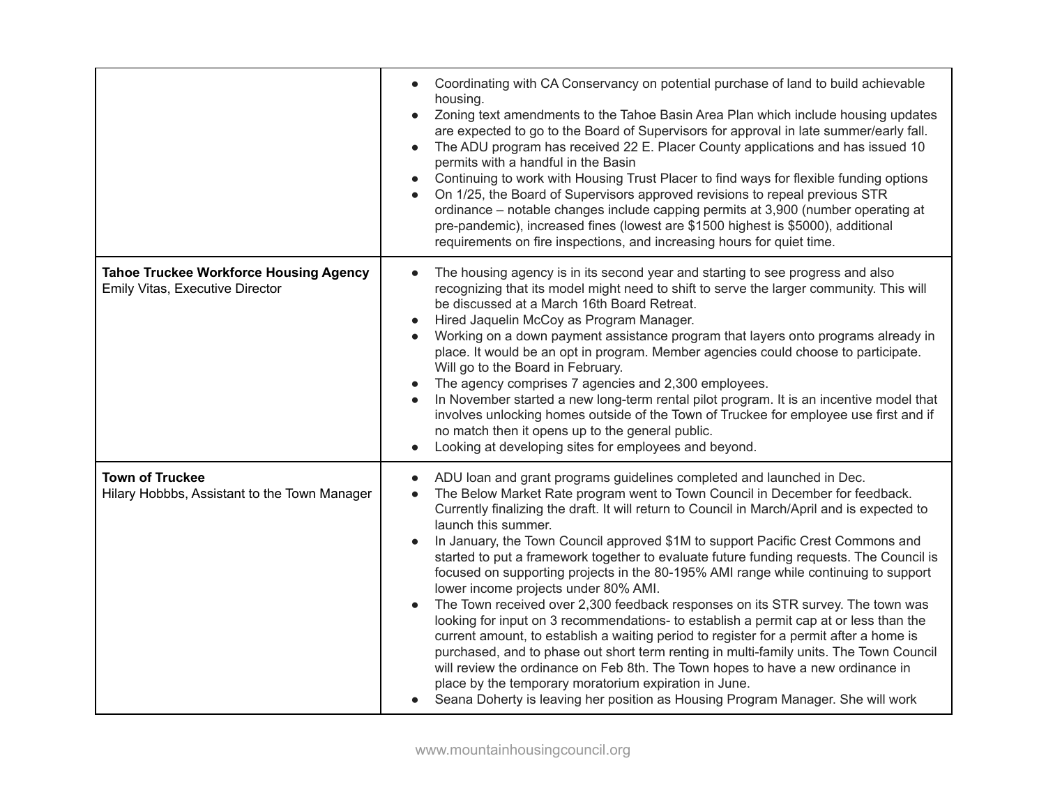| | |
|---|---|
| | • Coordinating with CA Conservancy on potential purchase of land to build achievable housing.<br>• Zoning text amendments to the Tahoe Basin Area Plan which include housing updates are expected to go to the Board of Supervisors for approval in late summer/early fall.<br>• The ADU program has received 22 E. Placer County applications and has issued 10 permits with a handful in the Basin<br>• Continuing to work with Housing Trust Placer to find ways for flexible funding options<br>• On 1/25, the Board of Supervisors approved revisions to repeal previous STR ordinance – notable changes include capping permits at 3,900 (number operating at pre-pandemic), increased fines (lowest are $1500 highest is $5000), additional requirements on fire inspections, and increasing hours for quiet time. |
| **Tahoe Truckee Workforce Housing Agency**<br>Emily Vitas, Executive Director | • The housing agency is in its second year and starting to see progress and also recognizing that its model might need to shift to serve the larger community. This will be discussed at a March 16th Board Retreat.<br>• Hired Jaquelin McCoy as Program Manager.<br>• Working on a down payment assistance program that layers onto programs already in place. It would be an opt in program. Member agencies could choose to participate. Will go to the Board in February.<br>• The agency comprises 7 agencies and 2,300 employees.<br>• In November started a new long-term rental pilot program. It is an incentive model that involves unlocking homes outside of the Town of Truckee for employee use first and if no match then it opens up to the general public.<br>• Looking at developing sites for employees and beyond. |
| **Town of Truckee**<br>Hilary Hobbbs, Assistant to the Town Manager | • ADU loan and grant programs guidelines completed and launched in Dec.<br>• The Below Market Rate program went to Town Council in December for feedback. Currently finalizing the draft. It will return to Council in March/April and is expected to launch this summer.<br>• In January, the Town Council approved $1M to support Pacific Crest Commons and started to put a framework together to evaluate future funding requests. The Council is focused on supporting projects in the 80-195% AMI range while continuing to support lower income projects under 80% AMI.<br>• The Town received over 2,300 feedback responses on its STR survey. The town was looking for input on 3 recommendations- to establish a permit cap at or less than the current amount, to establish a waiting period to register for a permit after a home is purchased, and to phase out short term renting in multi-family units. The Town Council will review the ordinance on Feb 8th. The Town hopes to have a new ordinance in place by the temporary moratorium expiration in June.<br>• Seana Doherty is leaving her position as Housing Program Manager. She will work |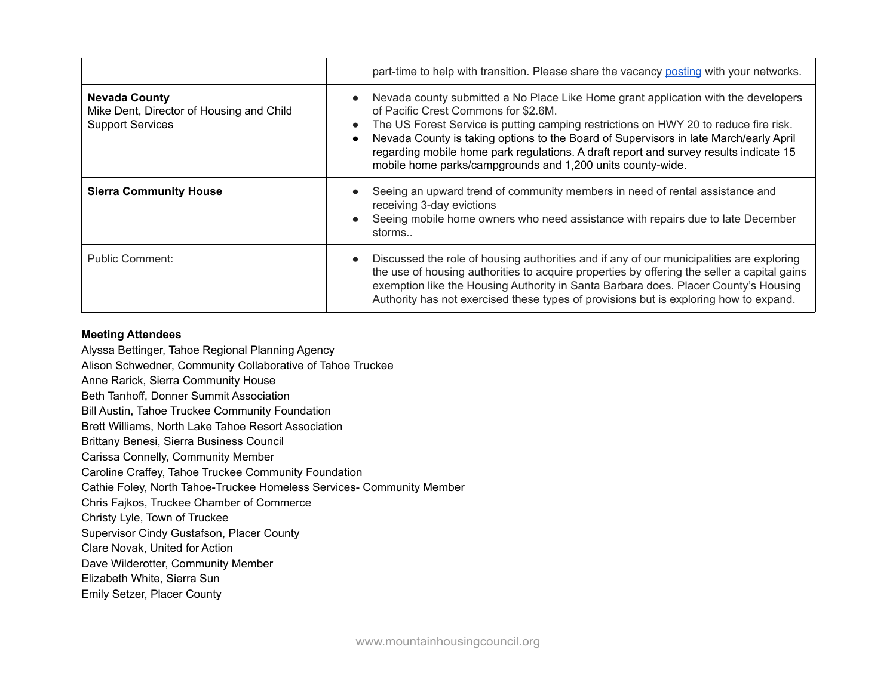| | |
|---|---|
| | part-time to help with transition. Please share the vacancy [posting](posting) with your networks. |
| **Nevada County**<br>Mike Dent, Director of Housing and Child Support Services | • Nevada county submitted a No Place Like Home grant application with the developers of Pacific Crest Commons for $2.6M.<br>• The US Forest Service is putting camping restrictions on HWY 20 to reduce fire risk.<br>• Nevada County is taking options to the Board of Supervisors in late March/early April regarding mobile home park regulations. A draft report and survey results indicate 15 mobile home parks/campgrounds and 1,200 units county-wide. |
| **Sierra Community House** | • Seeing an upward trend of community members in need of rental assistance and receiving 3-day evictions<br>• Seeing mobile home owners who need assistance with repairs due to late December storms.. |
| Public Comment: | • Discussed the role of housing authorities and if any of our municipalities are exploring the use of housing authorities to acquire properties by offering the seller a capital gains exemption like the Housing Authority in Santa Barbara does. Placer County's Housing Authority has not exercised these types of provisions but is exploring how to expand. |

**Meeting Attendees**

Alyssa Bettinger, Tahoe Regional Planning Agency
Alison Schwedner, Community Collaborative of Tahoe Truckee
Anne Rarick, Sierra Community House
Beth Tanhoff, Donner Summit Association
Bill Austin, Tahoe Truckee Community Foundation
Brett Williams, North Lake Tahoe Resort Association
Brittany Benesi, Sierra Business Council
Carissa Connelly, Community Member
Caroline Craffey, Tahoe Truckee Community Foundation
Cathie Foley, North Tahoe-Truckee Homeless Services- Community Member
Chris Fajkos, Truckee Chamber of Commerce
Christy Lyle, Town of Truckee
Supervisor Cindy Gustafson, Placer County
Clare Novak, United for Action
Dave Wilderotter, Community Member
Elizabeth White, Sierra Sun
Emily Setzer, Placer County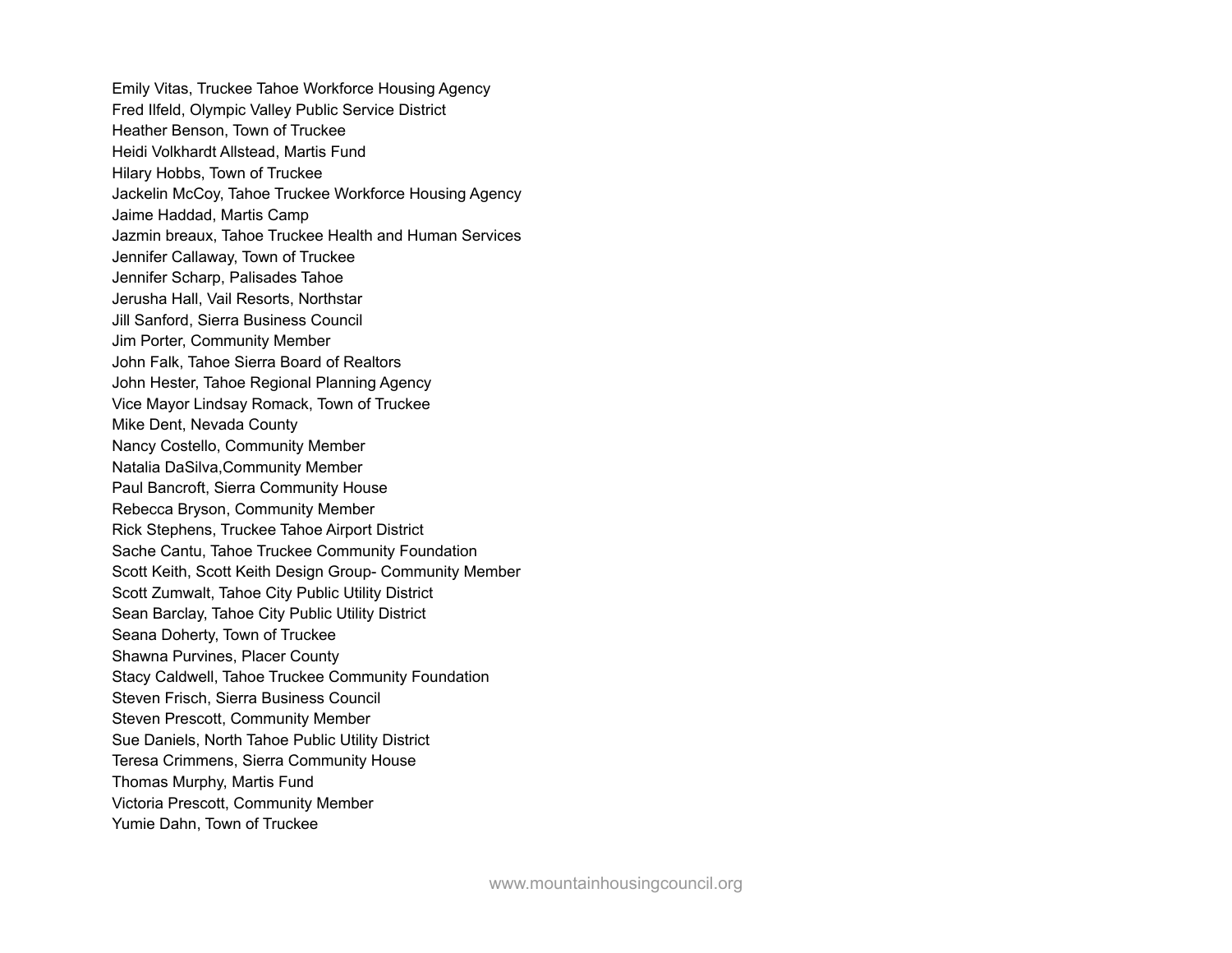Emily Vitas, Truckee Tahoe Workforce Housing Agency
Fred Ilfeld, Olympic Valley Public Service District
Heather Benson, Town of Truckee
Heidi Volkhardt Allstead, Martis Fund
Hilary Hobbs, Town of Truckee
Jackelin McCoy, Tahoe Truckee Workforce Housing Agency
Jaime Haddad, Martis Camp
Jazmin breaux, Tahoe Truckee Health and Human Services
Jennifer Callaway, Town of Truckee
Jennifer Scharp, Palisades Tahoe
Jerusha Hall, Vail Resorts, Northstar
Jill Sanford, Sierra Business Council
Jim Porter, Community Member
John Falk, Tahoe Sierra Board of Realtors
John Hester, Tahoe Regional Planning Agency
Vice Mayor Lindsay Romack, Town of Truckee
Mike Dent, Nevada County
Nancy Costello, Community Member
Natalia DaSilva,Community Member
Paul Bancroft, Sierra Community House
Rebecca Bryson, Community Member
Rick Stephens, Truckee Tahoe Airport District
Sache Cantu, Tahoe Truckee Community Foundation
Scott Keith, Scott Keith Design Group- Community Member
Scott Zumwalt, Tahoe City Public Utility District
Sean Barclay, Tahoe City Public Utility District
Seana Doherty, Town of Truckee
Shawna Purvines, Placer County
Stacy Caldwell, Tahoe Truckee Community Foundation
Steven Frisch, Sierra Business Council
Steven Prescott, Community Member
Sue Daniels, North Tahoe Public Utility District
Teresa Crimmens, Sierra Community House
Thomas Murphy, Martis Fund
Victoria Prescott, Community Member
Yumie Dahn, Town of Truckee